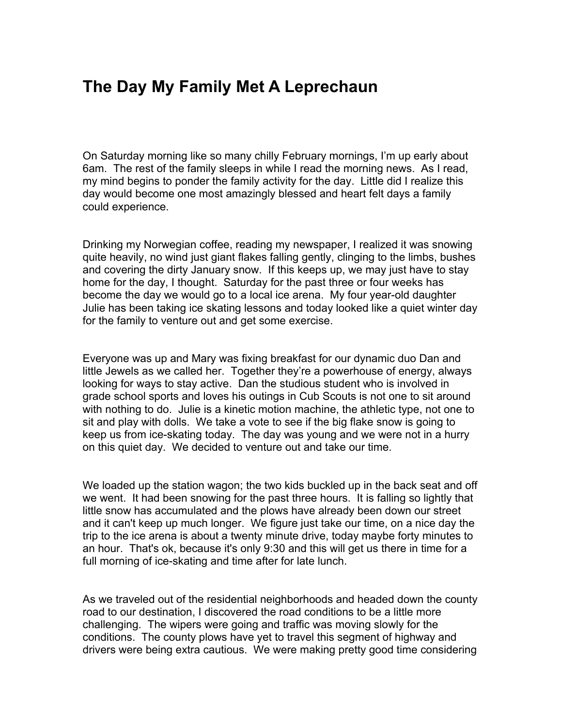# The Day My Family Met A Leprechaun

On Saturday morning like so many chilly February mornings, I’m up early about 6am. The rest of the family sleeps in while I read the morning news. As I read, my mind begins to ponder the family activity for the day. Little did I realize this day would become one most amazingly blessed and heart felt days a family could experience.

Drinking my Norwegian coffee, reading my newspaper, I realized it was snowing quite heavily, no wind just giant flakes falling gently, clinging to the limbs, bushes and covering the dirty January snow. If this keeps up, we may just have to stay home for the day, I thought. Saturday for the past three or four weeks has become the day we would go to a local ice arena. My four year-old daughter Julie has been taking ice skating lessons and today looked like a quiet winter day for the family to venture out and get some exercise.

Everyone was up and Mary was fixing breakfast for our dynamic duo Dan and little Jewels as we called her. Together they’re a powerhouse of energy, always looking for ways to stay active. Dan the studious student who is involved in grade school sports and loves his outings in Cub Scouts is not one to sit around with nothing to do. Julie is a kinetic motion machine, the athletic type, not one to sit and play with dolls. We take a vote to see if the big flake snow is going to keep us from ice-skating today. The day was young and we were not in a hurry on this quiet day. We decided to venture out and take our time.

We loaded up the station wagon; the two kids buckled up in the back seat and off we went. It had been snowing for the past three hours. It is falling so lightly that little snow has accumulated and the plows have already been down our street and it can't keep up much longer. We figure just take our time, on a nice day the trip to the ice arena is about a twenty minute drive, today maybe forty minutes to an hour. That's ok, because it's only 9:30 and this will get us there in time for a full morning of ice-skating and time after for late lunch.

As we traveled out of the residential neighborhoods and headed down the county road to our destination, I discovered the road conditions to be a little more challenging. The wipers were going and traffic was moving slowly for the conditions. The county plows have yet to travel this segment of highway and drivers were being extra cautious. We were making pretty good time considering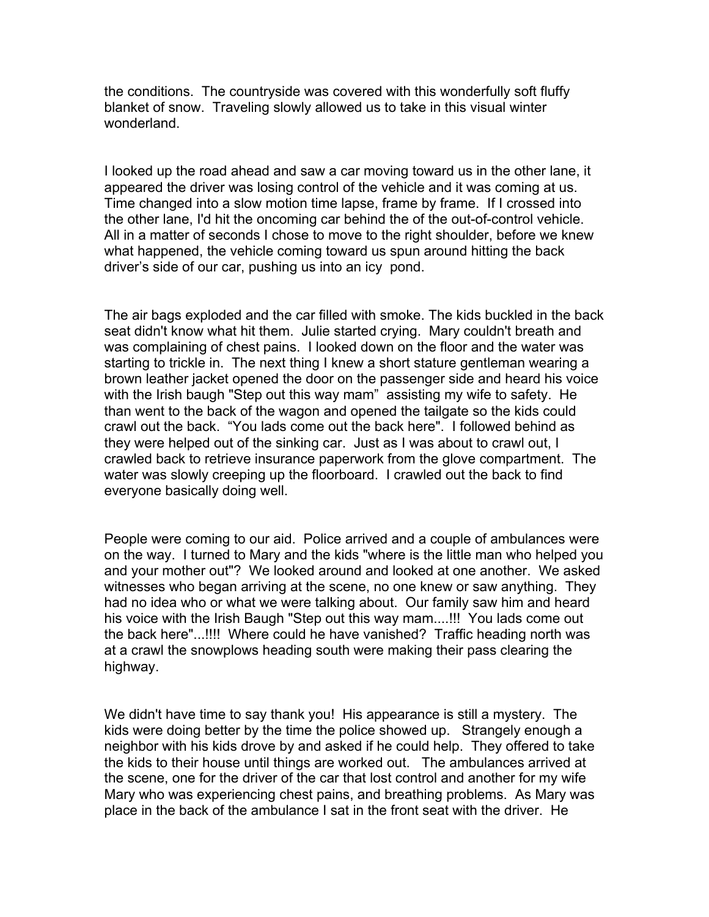the conditions. The countryside was covered with this wonderfully soft fluffy blanket of snow. Traveling slowly allowed us to take in this visual winter wonderland.

I looked up the road ahead and saw a car moving toward us in the other lane, it appeared the driver was losing control of the vehicle and it was coming at us. Time changed into a slow motion time lapse, frame by frame. If I crossed into the other lane, I'd hit the oncoming car behind the of the out-of-control vehicle. All in a matter of seconds I chose to move to the right shoulder, before we knew what happened, the vehicle coming toward us spun around hitting the back driver's side of our car, pushing us into an icy pond.

The air bags exploded and the car filled with smoke. The kids buckled in the back seat didn't know what hit them. Julie started crying. Mary couldn't breath and was complaining of chest pains. I looked down on the floor and the water was starting to trickle in. The next thing I knew a short stature gentleman wearing a brown leather jacket opened the door on the passenger side and heard his voice with the Irish baugh "Step out this way mam" assisting my wife to safety. He than went to the back of the wagon and opened the tailgate so the kids could crawl out the back. "You lads come out the back here". I followed behind as they were helped out of the sinking car. Just as I was about to crawl out, I crawled back to retrieve insurance paperwork from the glove compartment. The water was slowly creeping up the floorboard. I crawled out the back to find everyone basically doing well.

People were coming to our aid. Police arrived and a couple of ambulances were on the way. I turned to Mary and the kids "where is the little man who helped you and your mother out"? We looked around and looked at one another. We asked witnesses who began arriving at the scene, no one knew or saw anything. They had no idea who or what we were talking about. Our family saw him and heard his voice with the Irish Baugh "Step out this way mam....!!! You lads come out the back here"...!!!! Where could he have vanished? Traffic heading north was at a crawl the snowplows heading south were making their pass clearing the highway.

We didn't have time to say thank you! His appearance is still a mystery. The kids were doing better by the time the police showed up. Strangely enough a neighbor with his kids drove by and asked if he could help. They offered to take the kids to their house until things are worked out. The ambulances arrived at the scene, one for the driver of the car that lost control and another for my wife Mary who was experiencing chest pains, and breathing problems. As Mary was place in the back of the ambulance I sat in the front seat with the driver. He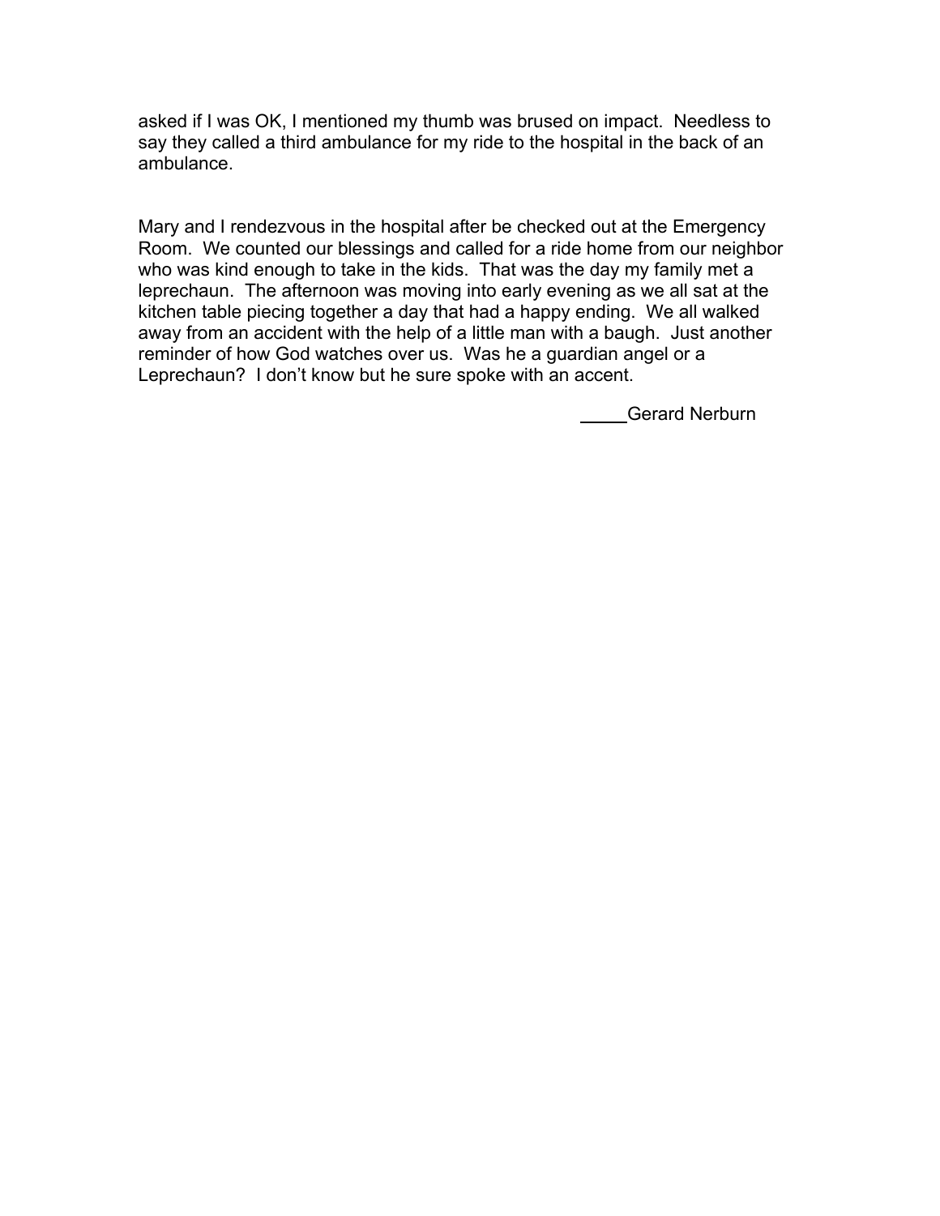asked if I was OK, I mentioned my thumb was brused on impact. Needless to say they called a third ambulance for my ride to the hospital in the back of an ambulance.

Mary and I rendezvous in the hospital after be checked out at the Emergency Room. We counted our blessings and called for a ride home from our neighbor who was kind enough to take in the kids. That was the day my family met a leprechaun. The afternoon was moving into early evening as we all sat at the kitchen table piecing together a day that had a happy ending. We all walked away from an accident with the help of a little man with a baugh. Just another reminder of how God watches over us. Was he a guardian angel or a Leprechaun? I don't know but he sure spoke with an accent.

_____Gerard Nerburn